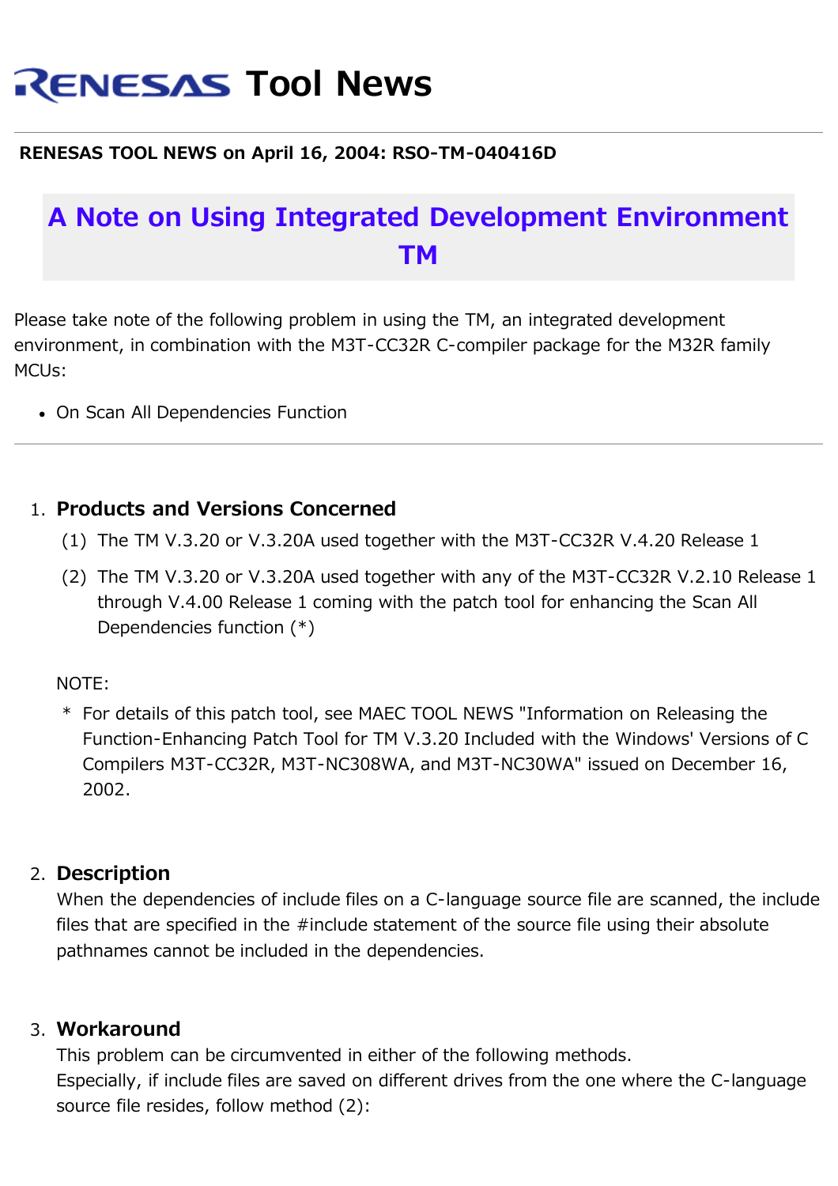# RENESAS Tool News

**RENESAS TOOL NEWS on April 16, 2004: RSO-TM-040416D**

## A Note on Using Integrated Development Environment TM

Please take note of the following problem in using the TM, an integrated development environment, in combination with the M3T-CC32R C-compiler package for the M32R family MCUs:

- On Scan All Dependencies Function

---

1. **Products and Versions Concerned**
   (1) The TM V.3.20 or V.3.20A used together with the M3T-CC32R V.4.20 Release 1
   (2) The TM V.3.20 or V.3.20A used together with any of the M3T-CC32R V.2.10 Release 1 through V.4.00 Release 1 coming with the patch tool for enhancing the Scan All Dependencies function (*)

   NOTE:
   * For details of this patch tool, see MAEC TOOL NEWS "Information on Releasing the Function-Enhancing Patch Tool for TM V.3.20 Included with the Windows' Versions of C Compilers M3T-CC32R, M3T-NC308WA, and M3T-NC30WA" issued on December 16, 2002.

2. **Description**
   When the dependencies of include files on a C-language source file are scanned, the include files that are specified in the #include statement of the source file using their absolute pathnames cannot be included in the dependencies.

3. **Workaround**
   This problem can be circumvented in either of the following methods.
   Especially, if include files are saved on different drives from the one where the C-language source file resides, follow method (2):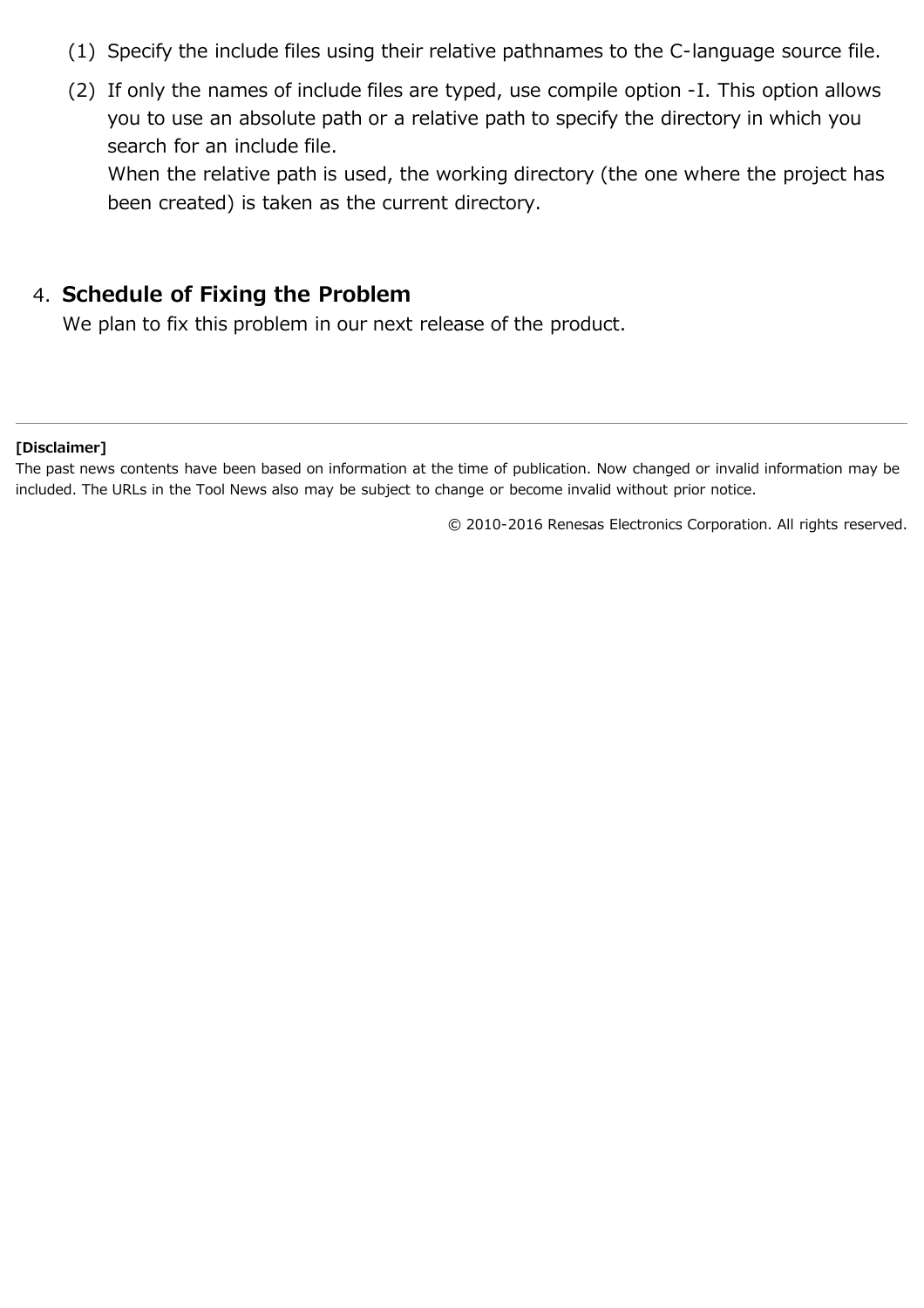(1) Specify the include files using their relative pathnames to the C-language source file.

(2) If only the names of include files are typed, use compile option -I. This option allows you to use an absolute path or a relative path to specify the directory in which you search for an include file.
When the relative path is used, the working directory (the one where the project has been created) is taken as the current directory.

## 4. Schedule of Fixing the Problem

We plan to fix this problem in our next release of the product.

---

**[Disclaimer]**
The past news contents have been based on information at the time of publication. Now changed or invalid information may be included. The URLs in the Tool News also may be subject to change or become invalid without prior notice.

© 2010-2016 Renesas Electronics Corporation. All rights reserved.